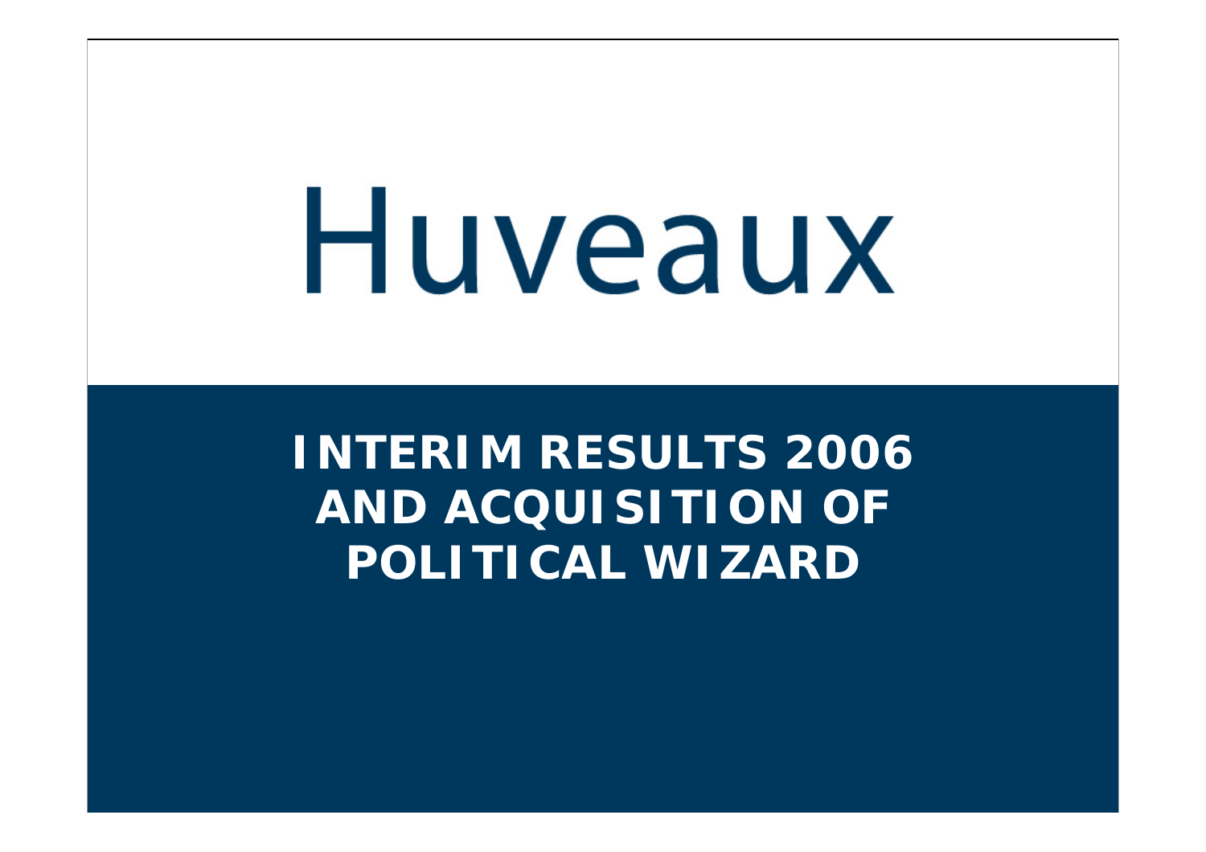# Huveaux

## INTERIM RESULTS 2006 AND ACQUISITION OF POLITICAL WIZARD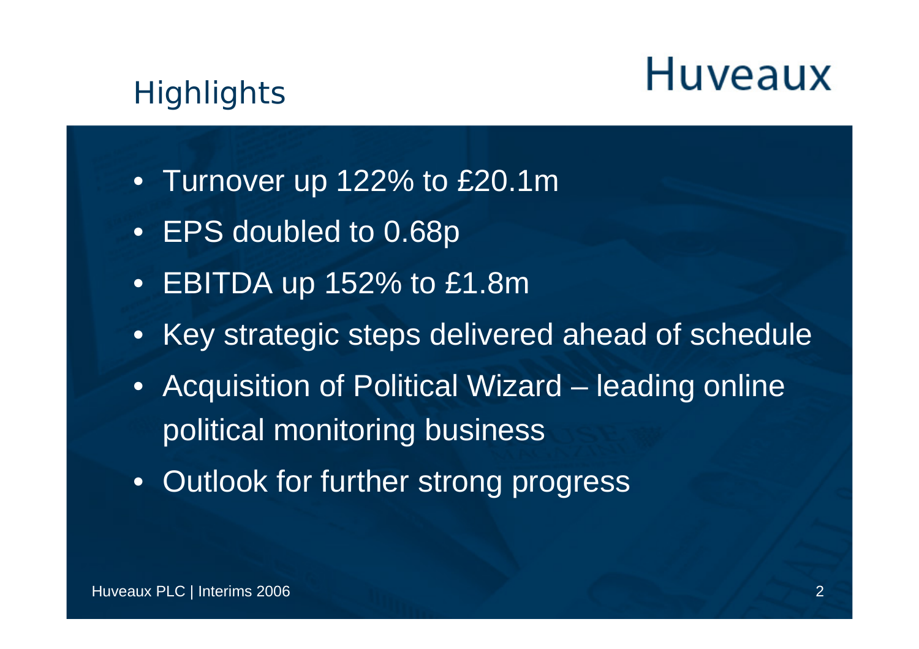# Highlights

Huveaux

- Turnover up 122% to £20.1m
- EPS doubled to 0.68p
- EBITDA up 152% to £1.8m
- Key strategic steps delivered ahead of schedule
- Acquisition of Political Wizard – leading online political monitoring business
- Outlook for further strong progress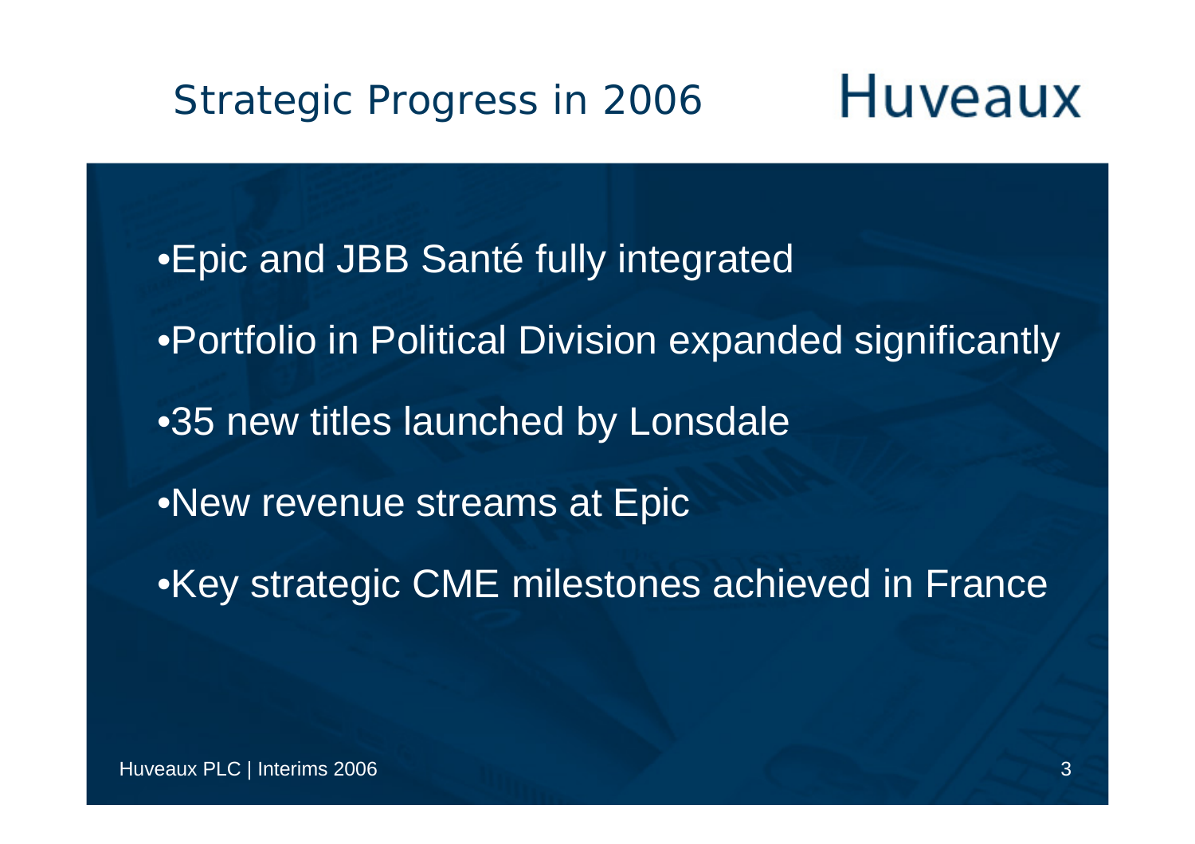# Strategic Progress in 2006

Huveaux

- Epic and JBB Santé fully integrated
- Portfolio in Political Division expanded significantly
- 35 new titles launched by Lonsdale
- New revenue streams at Epic
- Key strategic CME milestones achieved in France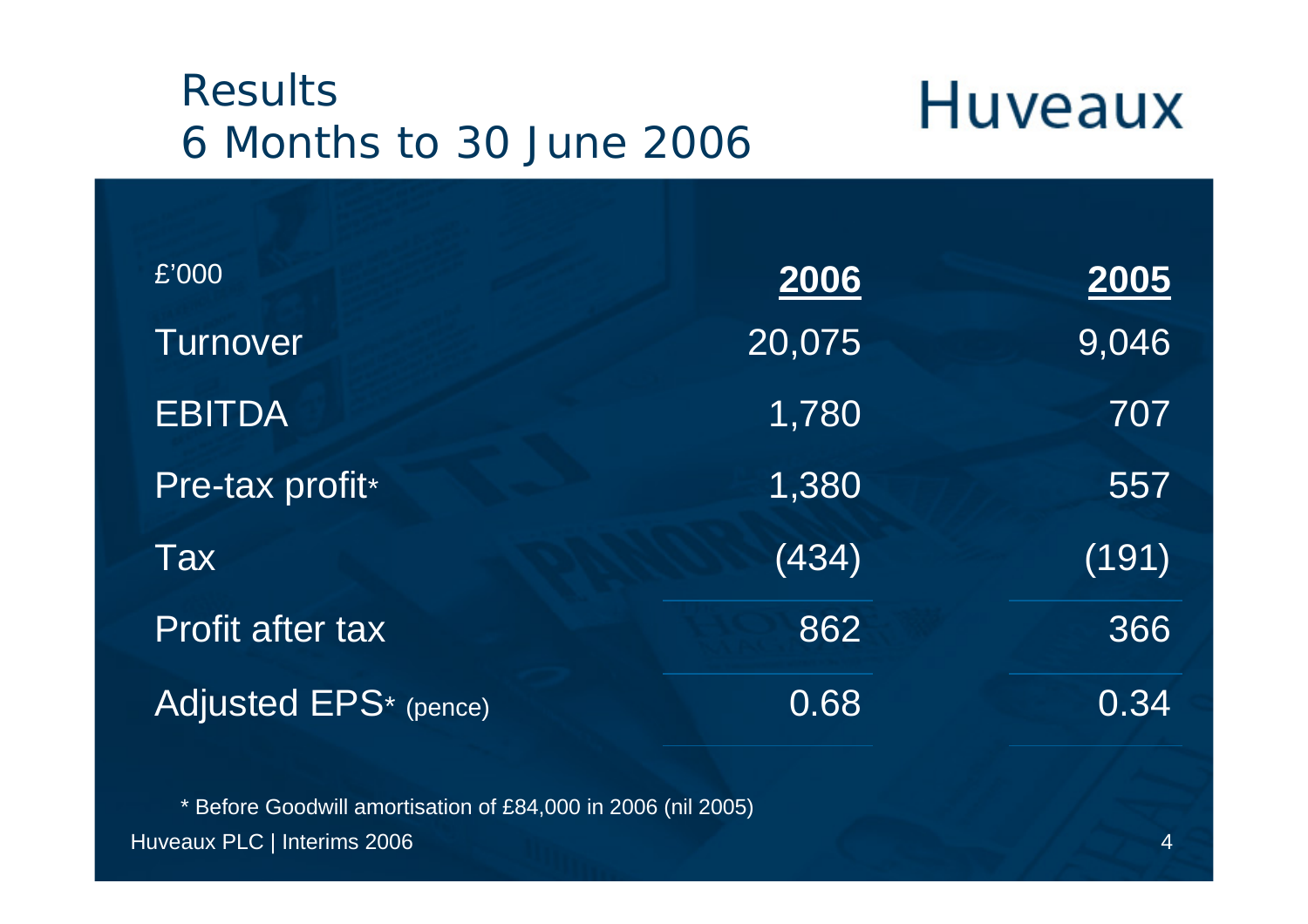# Results
## 6 Months to 30 June 2006

Huveaux

| £'000 | **2006** | **2005** |
|---|---|---|
| Turnover | 20,075 | 9,046 |
| EBITDA | 1,780 | 707 |
| Pre-tax profit* | 1,380 | 557 |
| Tax | (434) | (191) |
| Profit after tax | 862 | 366 |
| Adjusted EPS* (pence) | 0.68 | 0.34 |

* Before Goodwill amortisation of £84,000 in 2006 (nil 2005)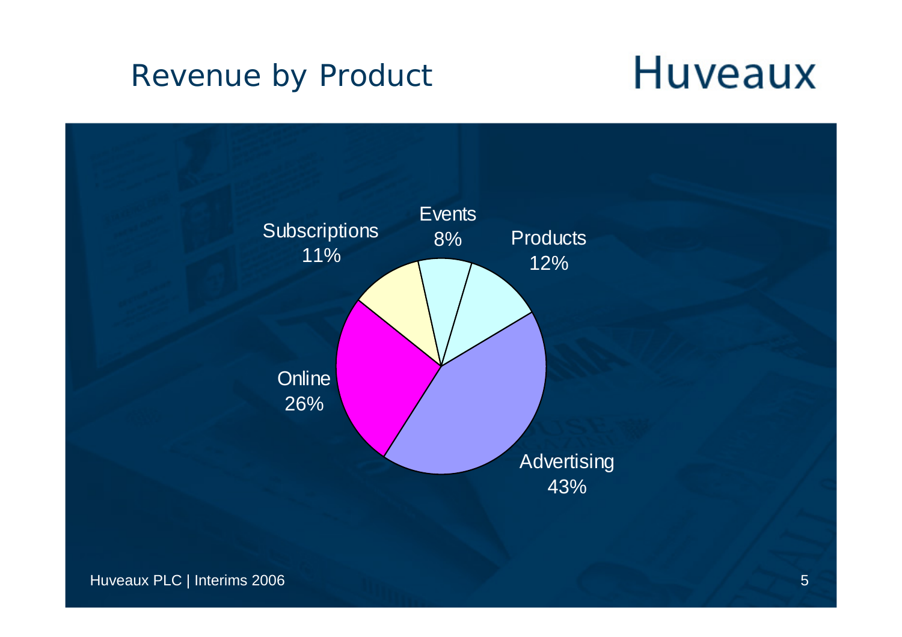# Revenue by Product

Huveaux

| Product | Share |
| --- | --- |
| Advertising | 43% |
| Online | 26% |
| Products | 12% |
| Subscriptions | 11% |
| Events | 8% |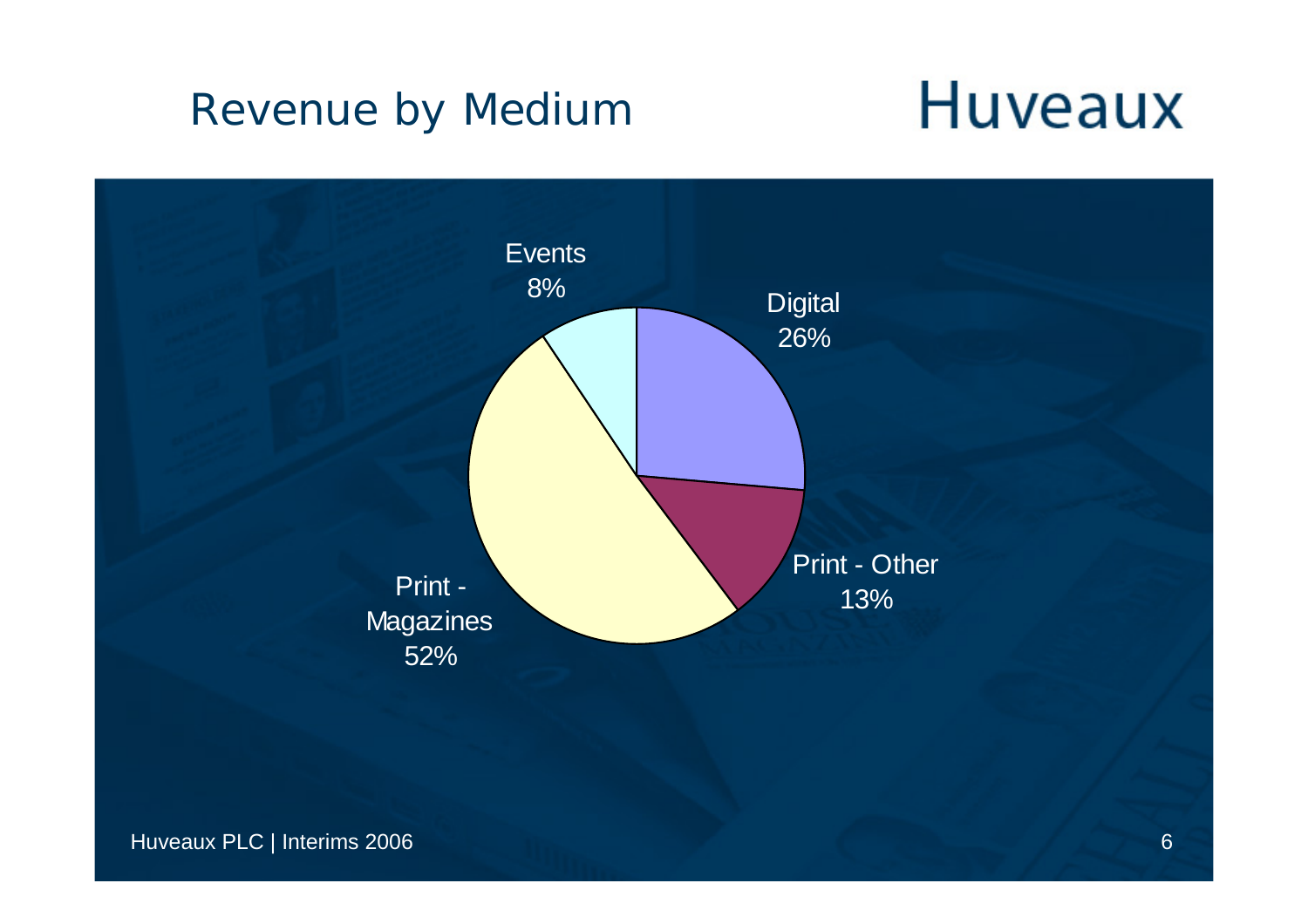# Revenue by Medium

Huveaux

| Medium | Share |
|---|---|
| Events | 8% |
| Digital | 26% |
| Print - Other | 13% |
| Print - Magazines | 52% |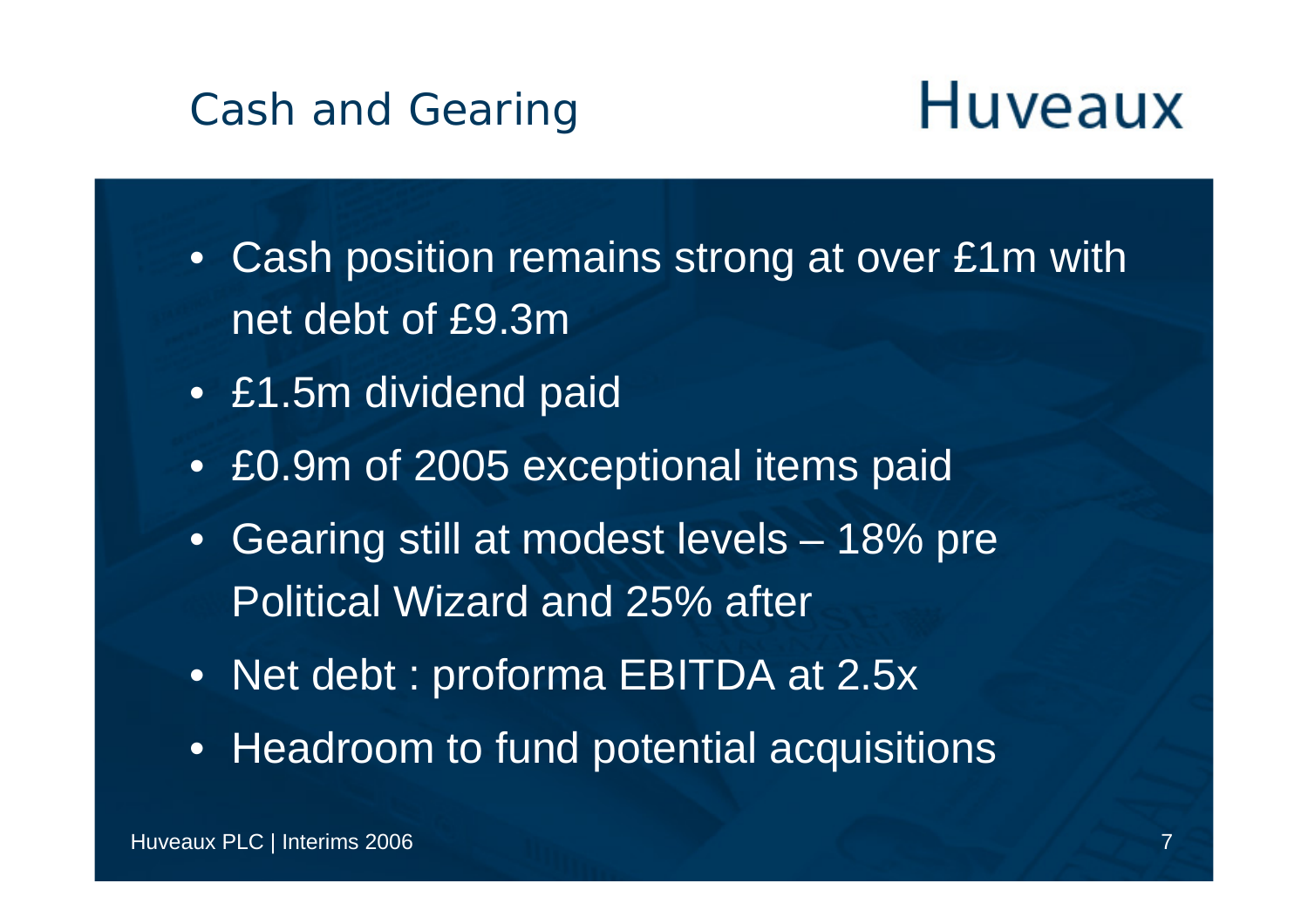# Cash and Gearing

Huveaux

- Cash position remains strong at over £1m with net debt of £9.3m
- £1.5m dividend paid
- £0.9m of 2005 exceptional items paid
- Gearing still at modest levels – 18% pre Political Wizard and 25% after
- Net debt : proforma EBITDA at 2.5x
- Headroom to fund potential acquisitions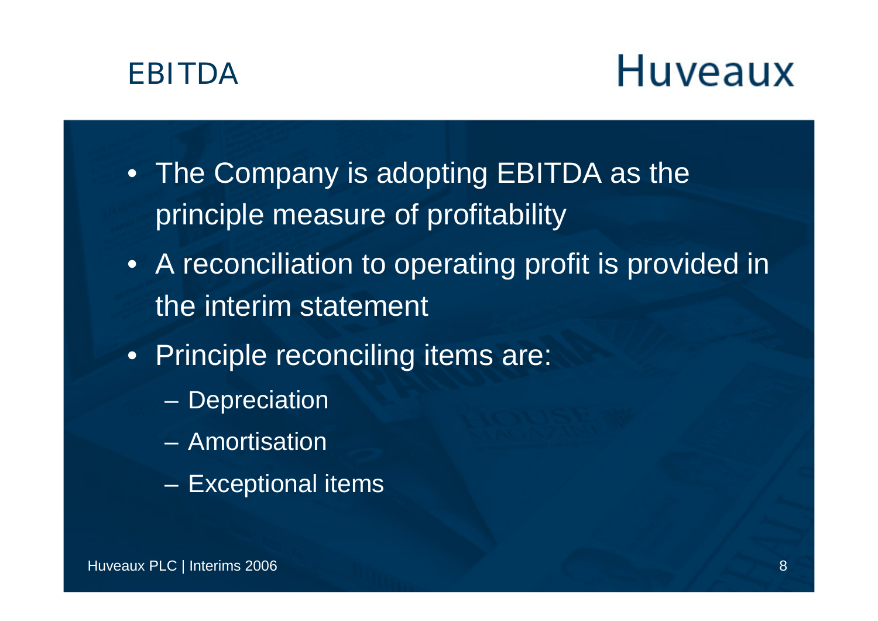# EBITDA

Huveaux

- The Company is adopting EBITDA as the principle measure of profitability
- A reconciliation to operating profit is provided in the interim statement
- Principle reconciling items are:
  - Depreciation
  - Amortisation
  - Exceptional items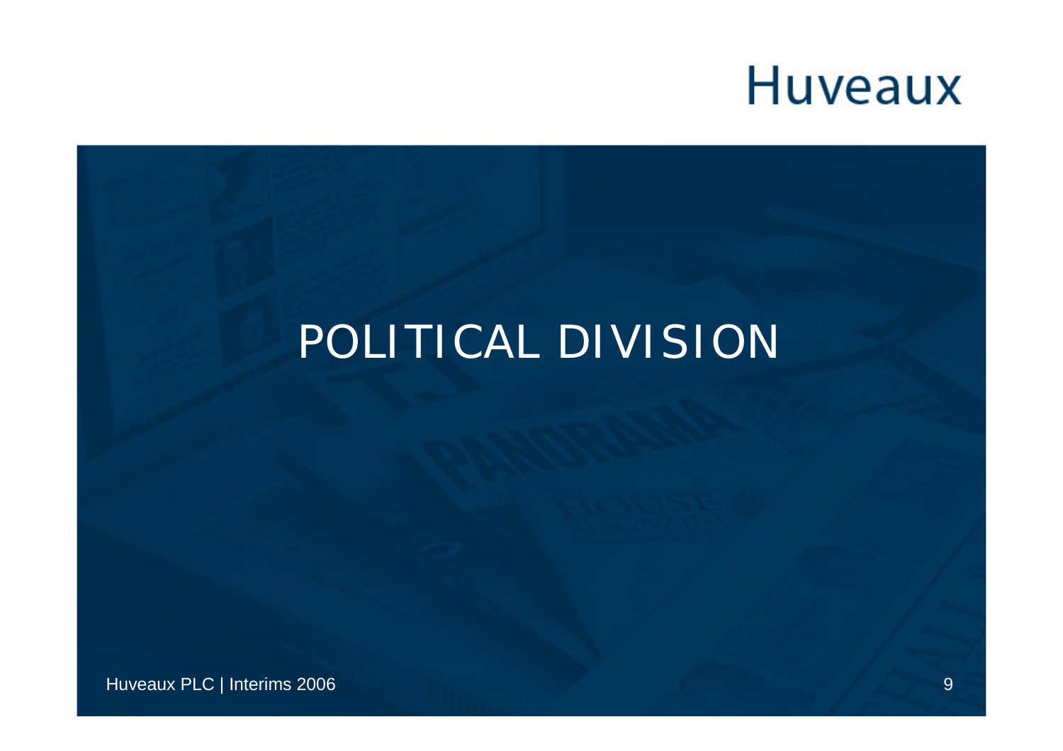Huveaux

# POLITICAL DIVISION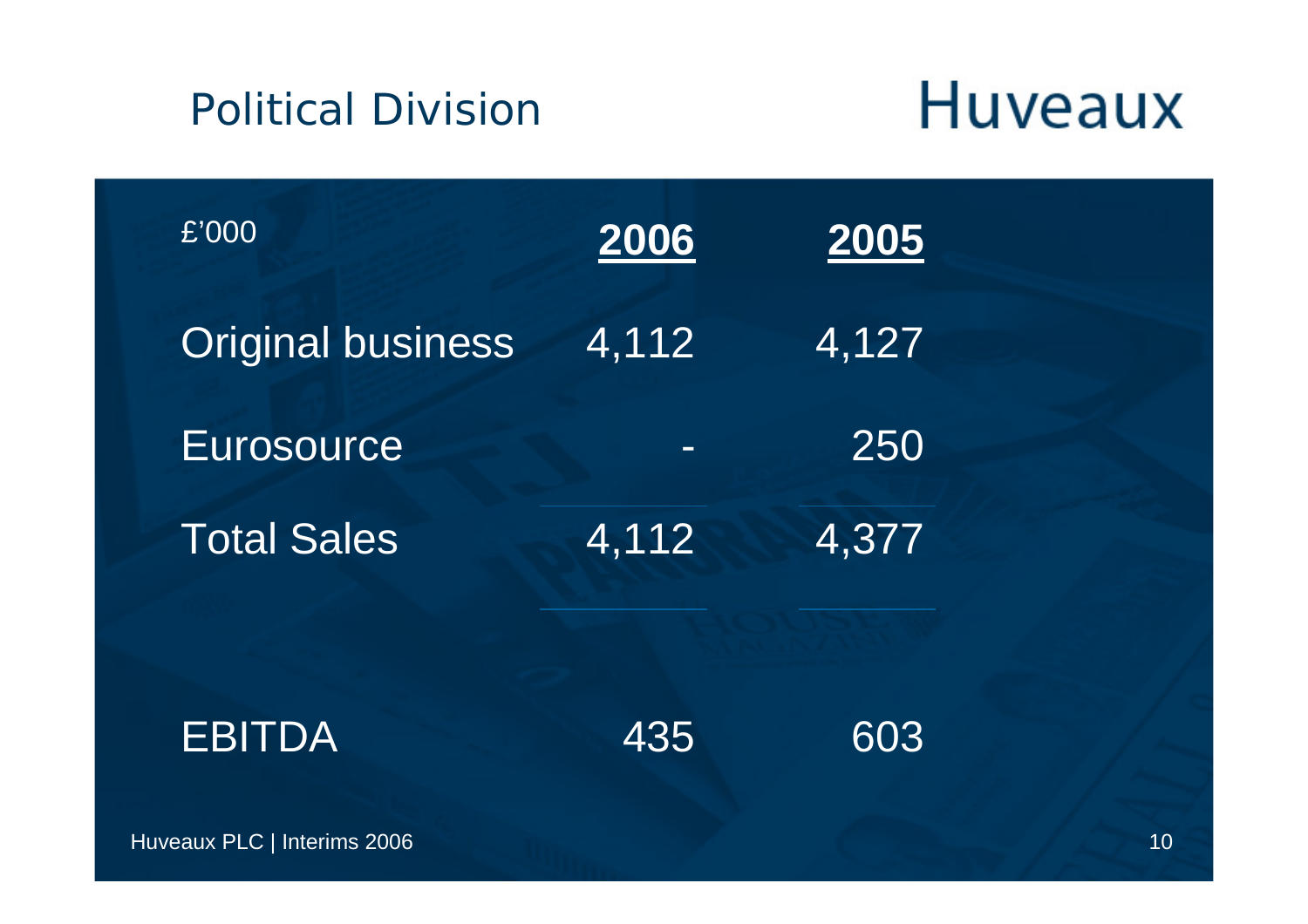# Political Division

Huveaux

| £'000 | 2006 | 2005 |
|---|---|---|
| Original business | 4,112 | 4,127 |
| Eurosource | - | 250 |
| Total Sales | 4,112 | 4,377 |
| EBITDA | 435 | 603 |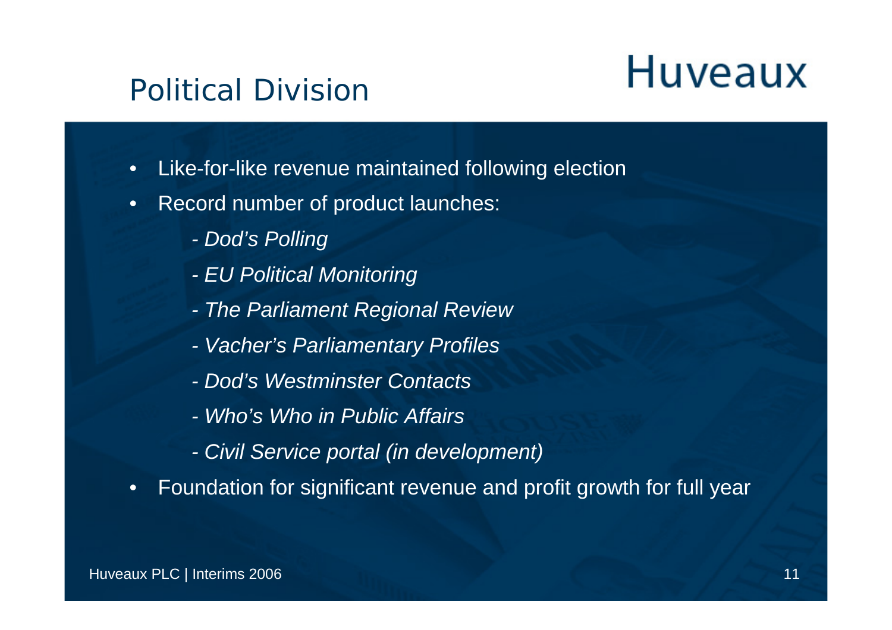# Political Division

Huveaux

- Like-for-like revenue maintained following election
- Record number of product launches:
  - *Dod's Polling*
  - *EU Political Monitoring*
  - *The Parliament Regional Review*
  - *Vacher's Parliamentary Profiles*
  - *Dod's Westminster Contacts*
  - *Who's Who in Public Affairs*
  - *Civil Service portal (in development)*
- Foundation for significant revenue and profit growth for full year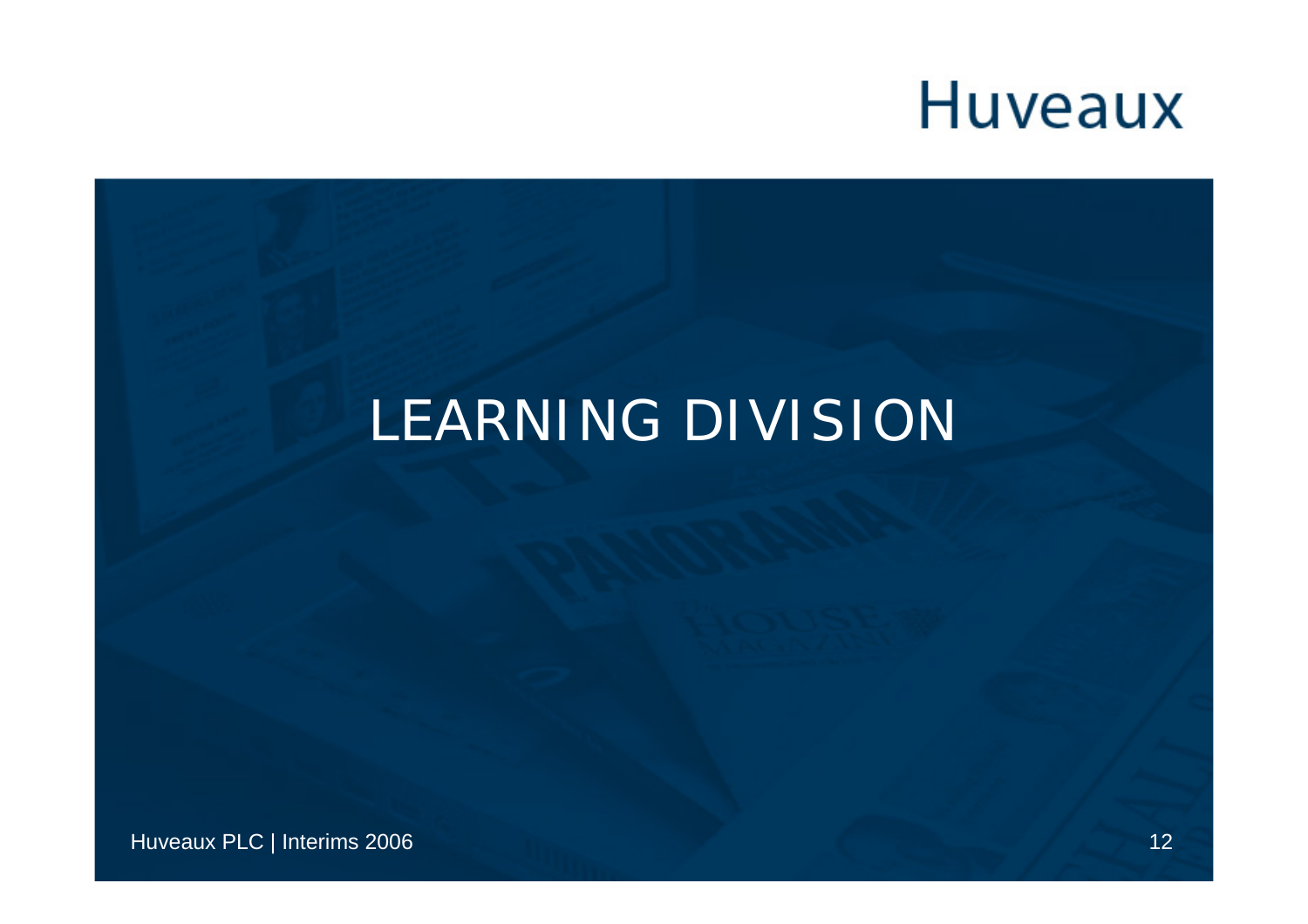# LEARNING DIVISION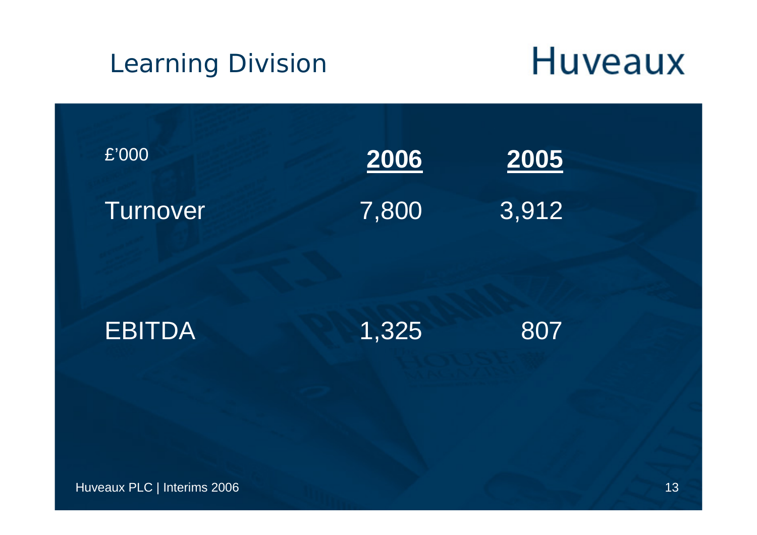# Learning Division

Huveaux

| £'000 | 2006 | 2005 |
|---|---|---|
| Turnover | 7,800 | 3,912 |
| EBITDA | 1,325 | 807 |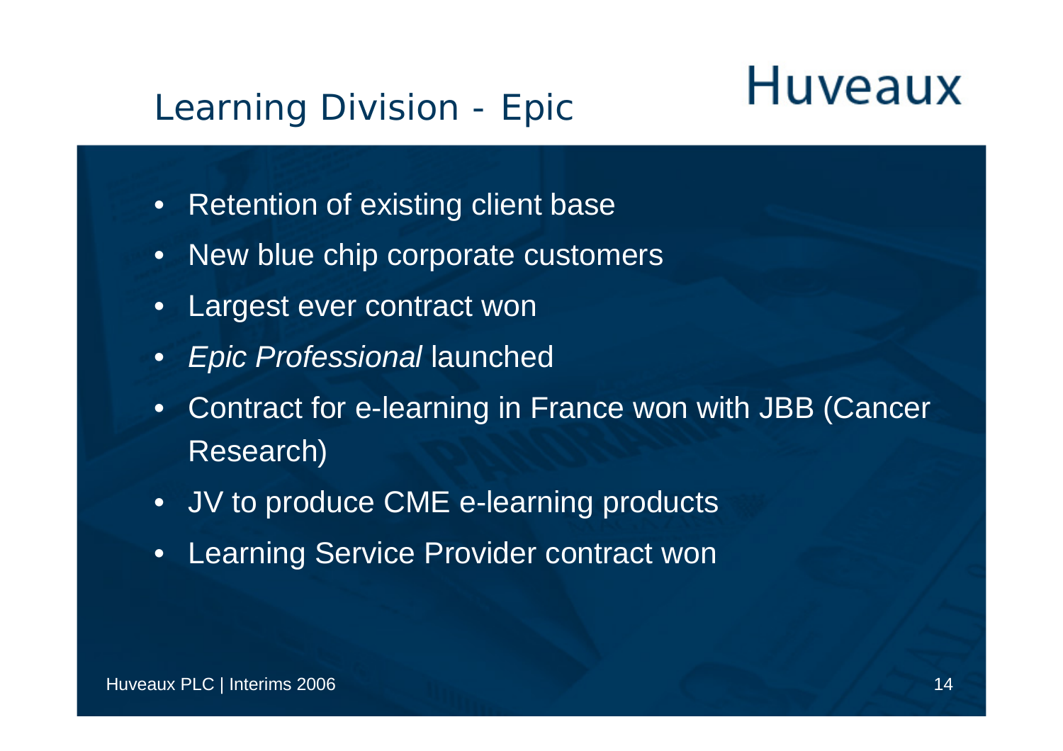# Learning Division - Epic

Huveaux

- Retention of existing client base
- New blue chip corporate customers
- Largest ever contract won
- *Epic Professional* launched
- Contract for e-learning in France won with JBB (Cancer Research)
- JV to produce CME e-learning products
- Learning Service Provider contract won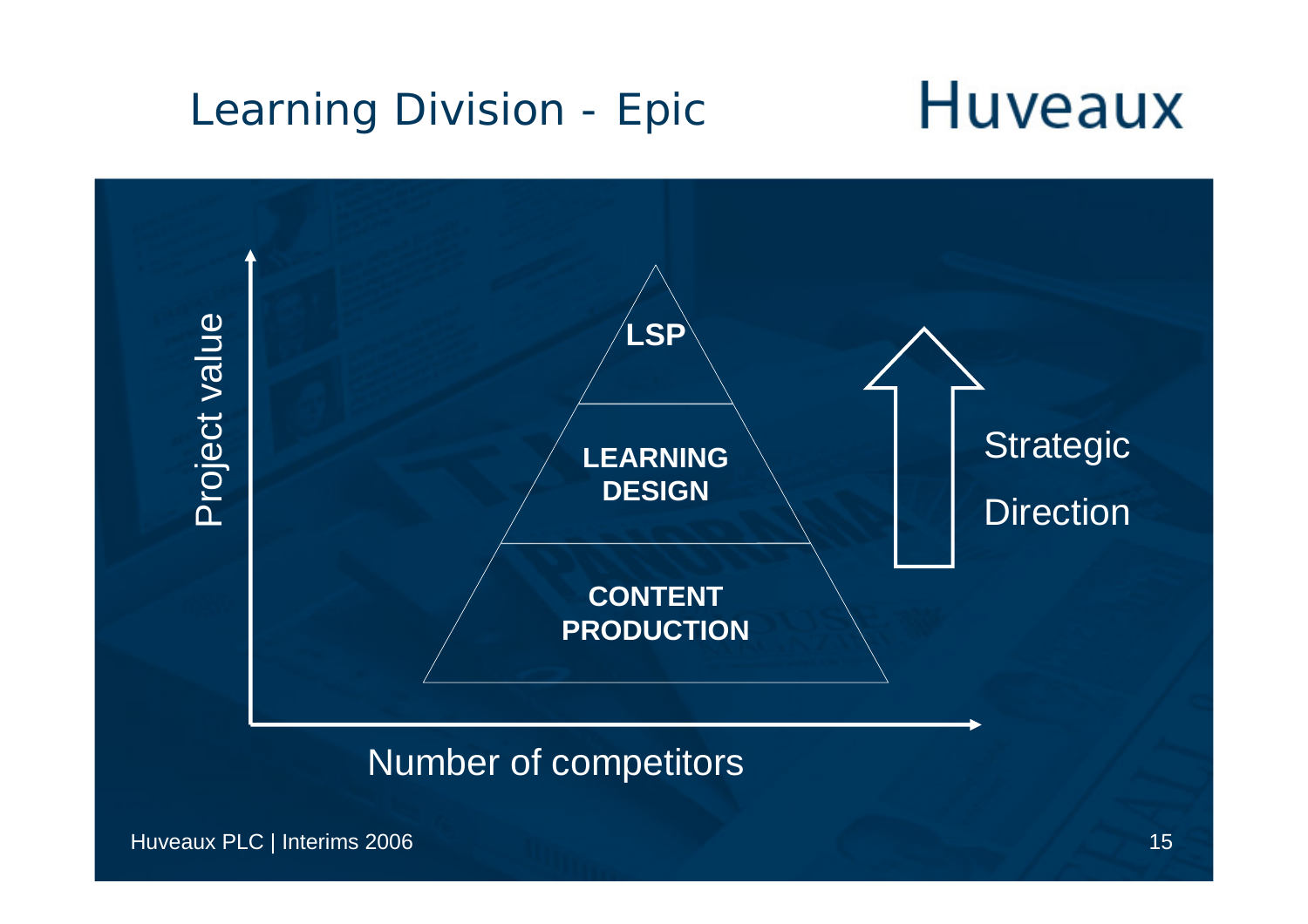# Learning Division - Epic

Huveaux

Project value

LSP

LEARNING DESIGN

CONTENT PRODUCTION

Strategic Direction

Number of competitors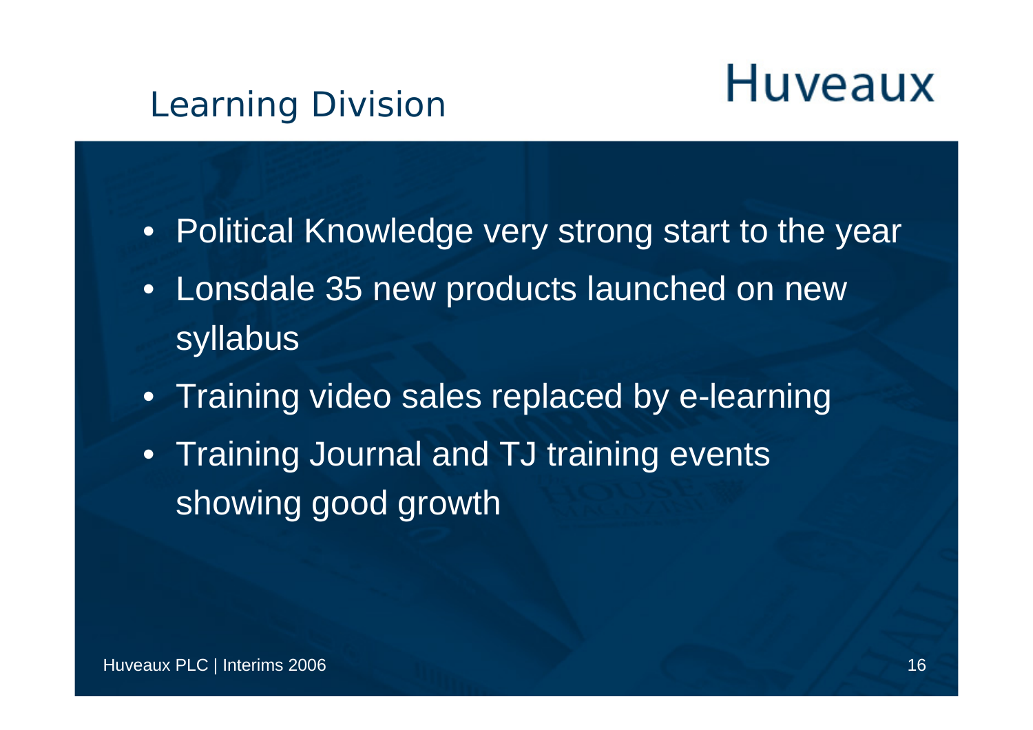# Learning Division

Huveaux

- Political Knowledge very strong start to the year
- Lonsdale 35 new products launched on new syllabus
- Training video sales replaced by e-learning
- Training Journal and TJ training events showing good growth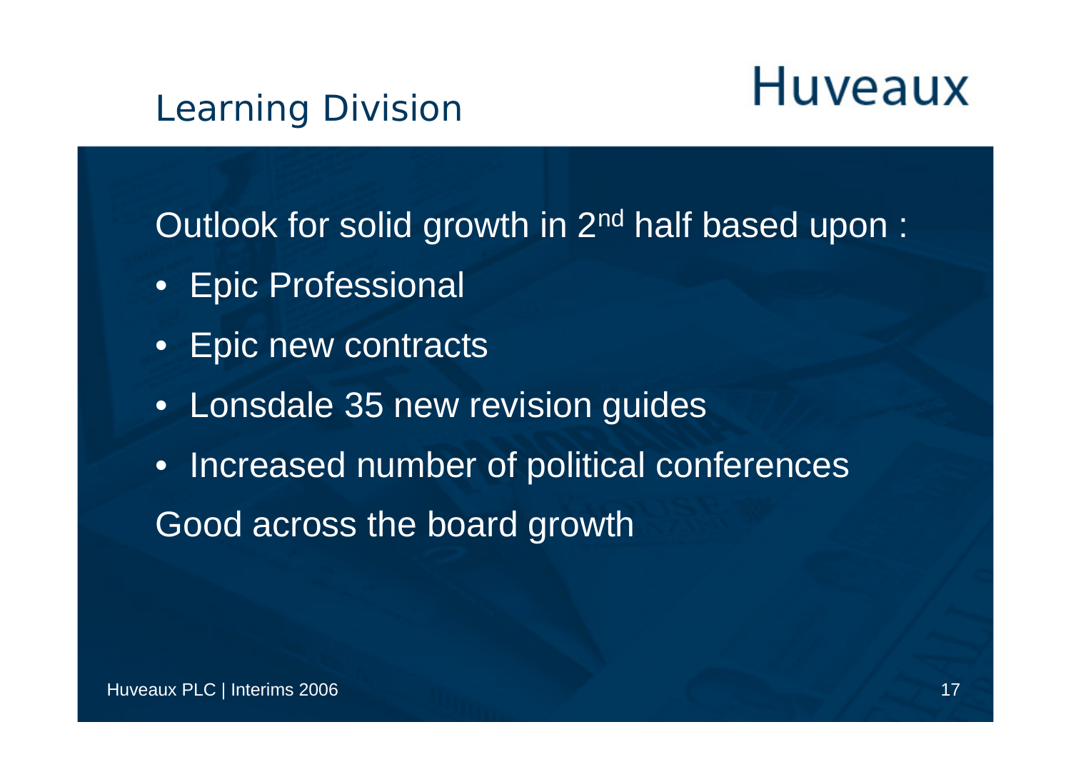# Learning Division

Huveaux

Outlook for solid growth in 2nd half based upon :

- Epic Professional
- Epic new contracts
- Lonsdale 35 new revision guides
- Increased number of political conferences

Good across the board growth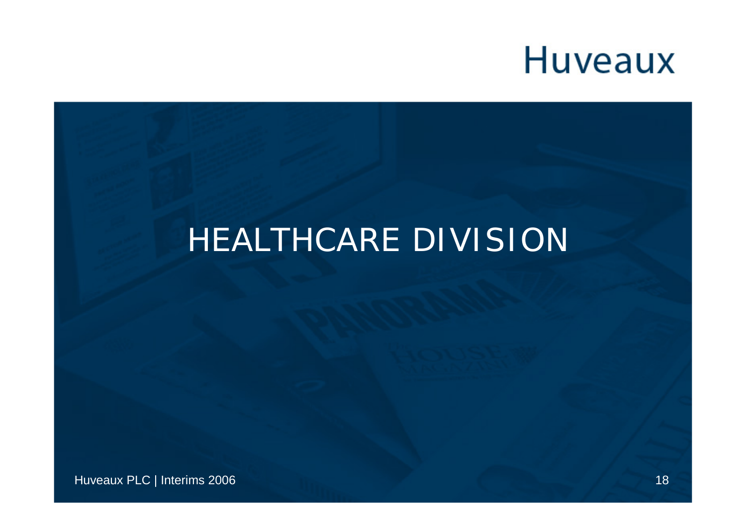Huveaux

# HEALTHCARE DIVISION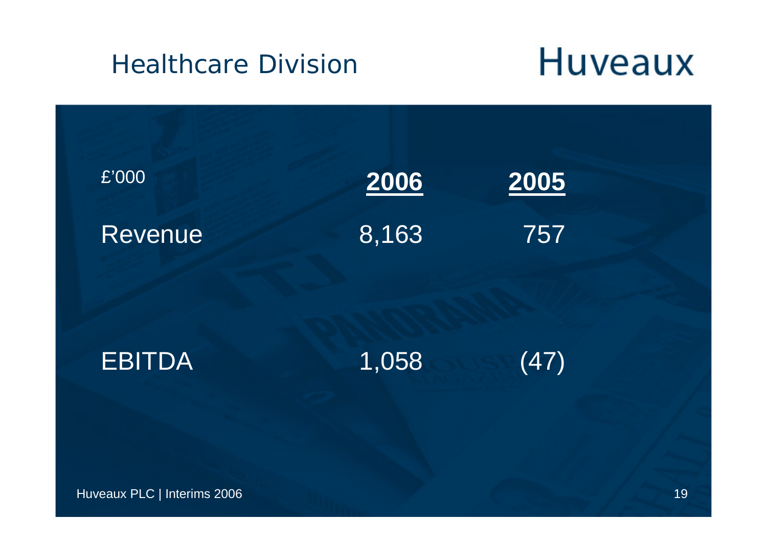# Healthcare Division

Huveaux

| £'000 | 2006 | 2005 |
| --- | --- | --- |
| Revenue | 8,163 | 757 |
| EBITDA | 1,058 | (47) |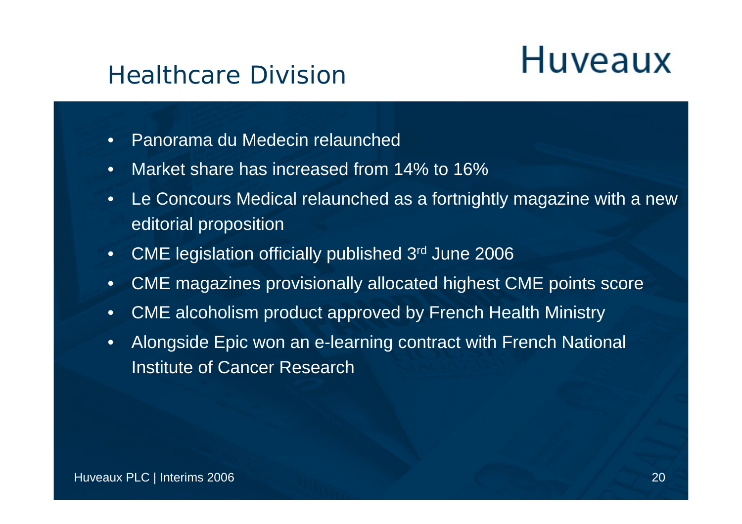# Healthcare Division

Huveaux

- Panorama du Medecin relaunched
- Market share has increased from 14% to 16%
- Le Concours Medical relaunched as a fortnightly magazine with a new editorial proposition
- CME legislation officially published 3rd June 2006
- CME magazines provisionally allocated highest CME points score
- CME alcoholism product approved by French Health Ministry
- Alongside Epic won an e-learning contract with French National Institute of Cancer Research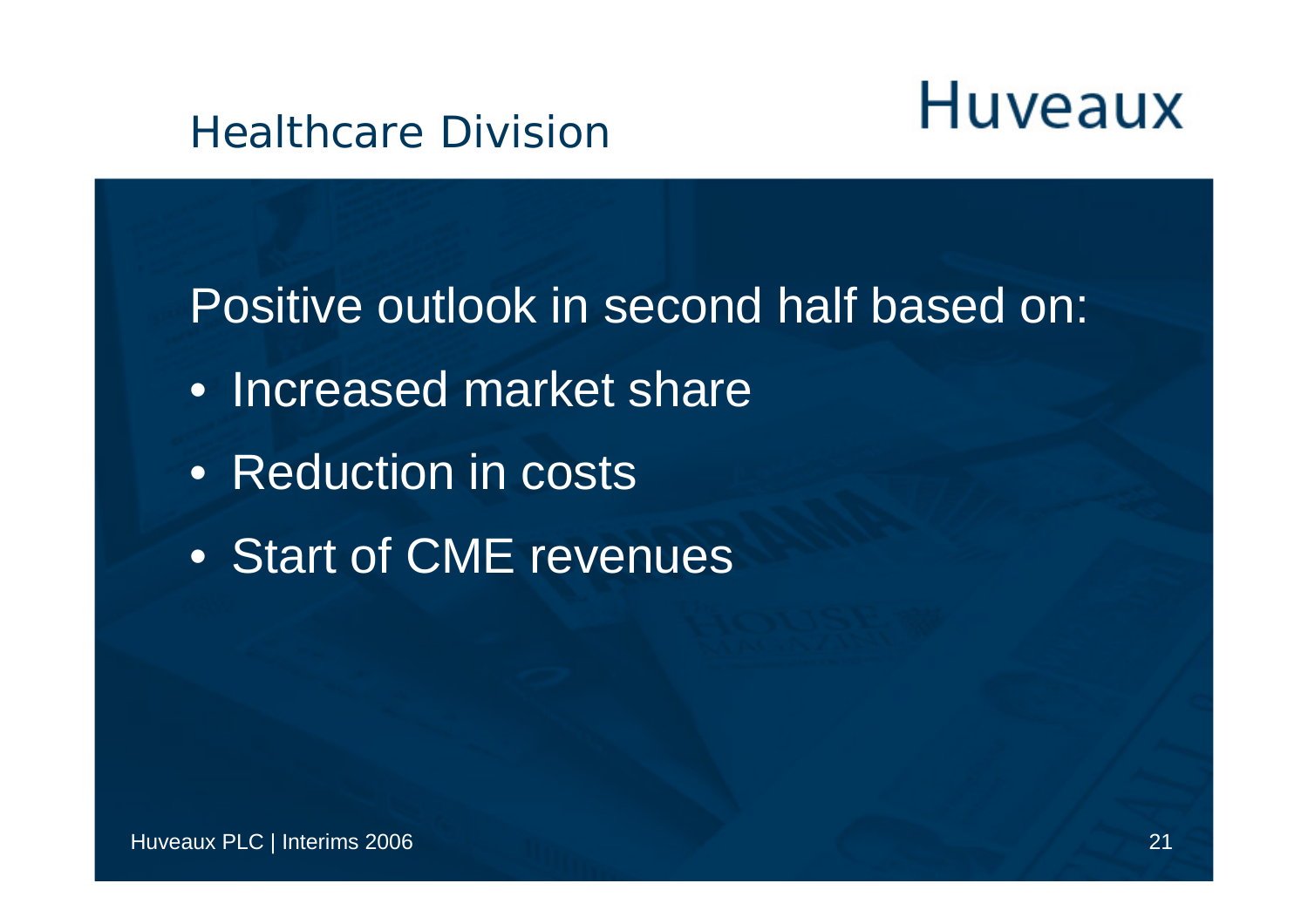# Healthcare Division

Huveaux

Positive outlook in second half based on:

- Increased market share
- Reduction in costs
- Start of CME revenues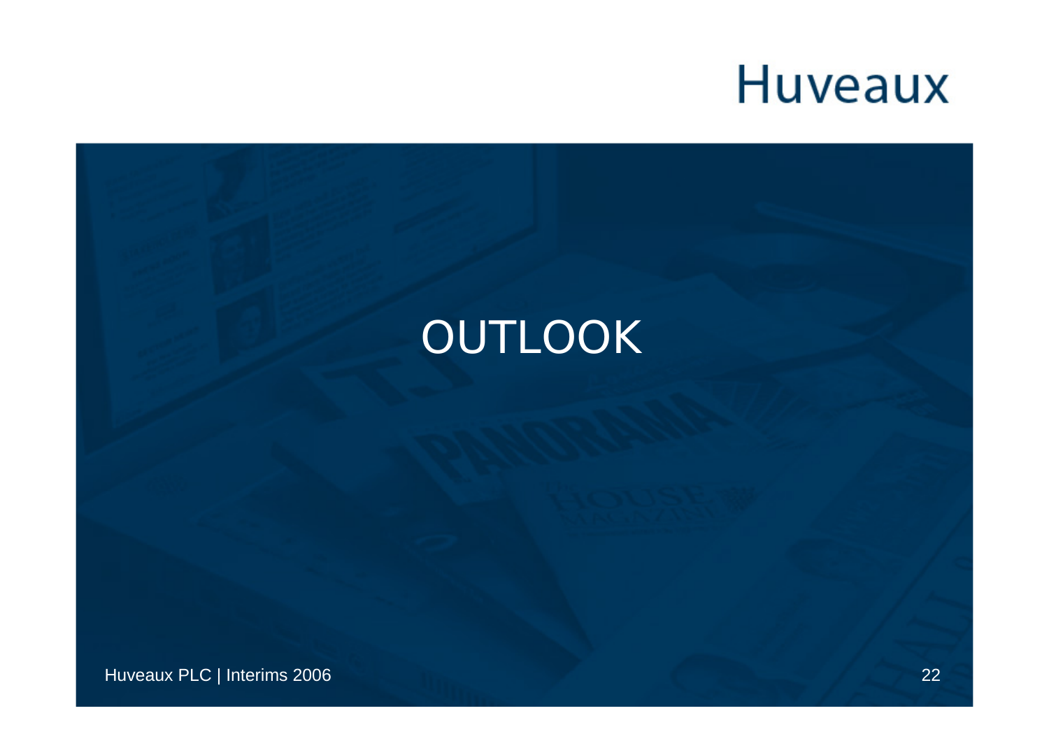# OUTLOOK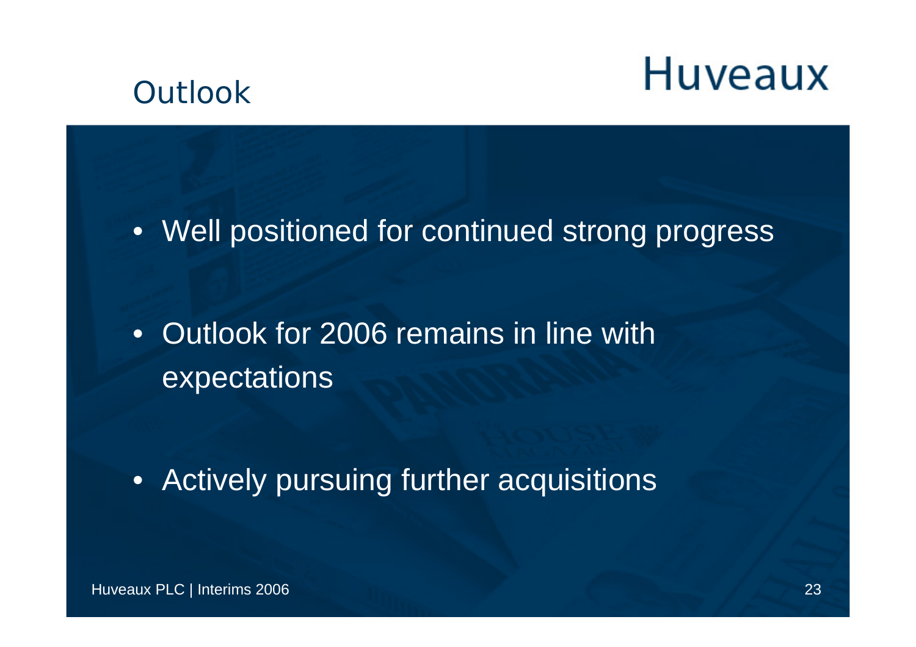# Outlook

Huveaux

- Well positioned for continued strong progress
- Outlook for 2006 remains in line with expectations
- Actively pursuing further acquisitions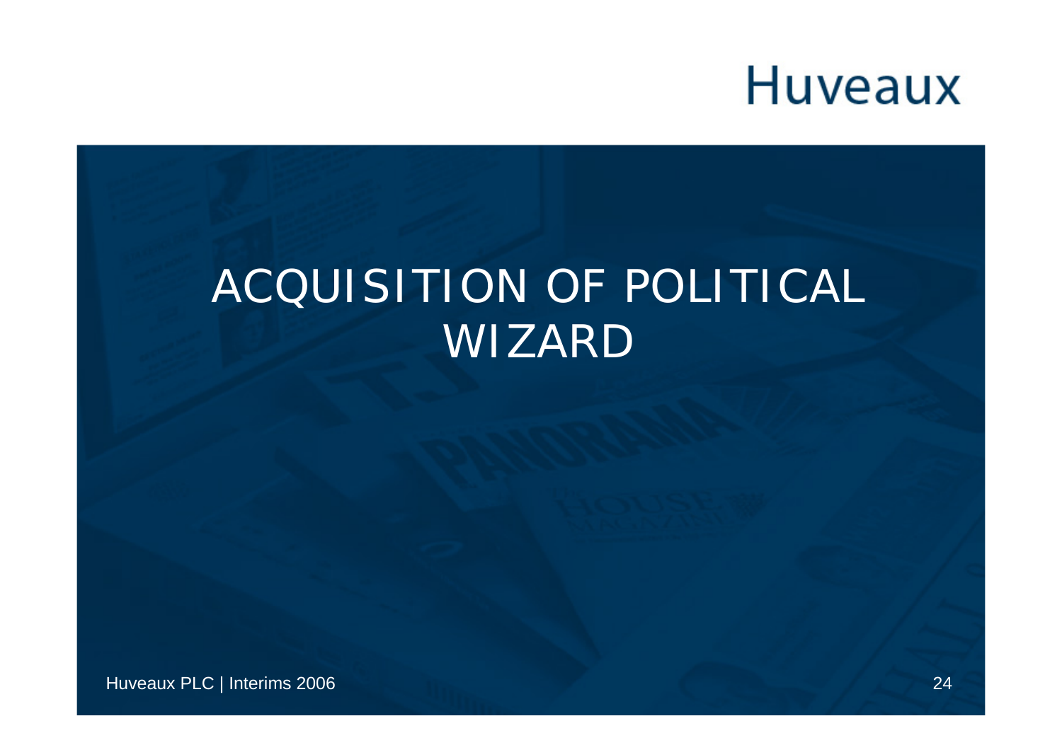# ACQUISITION OF POLITICAL WIZARD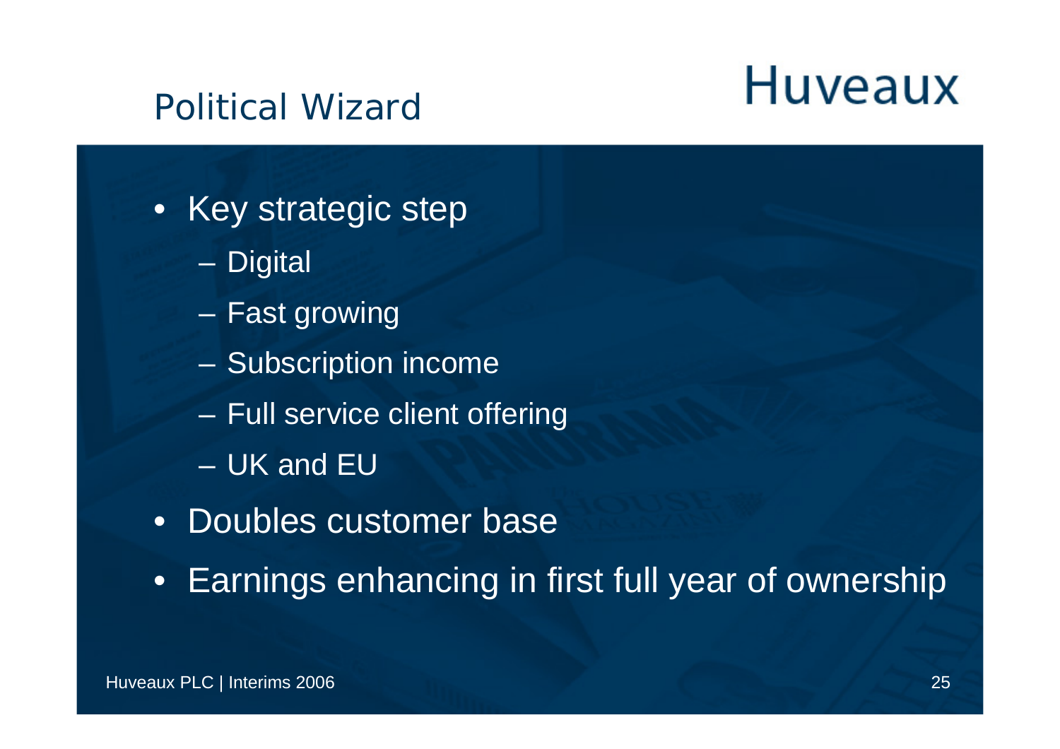# Political Wizard

Huveaux

- Key strategic step
  - Digital
  - Fast growing
  - Subscription income
  - Full service client offering
  - UK and EU
- Doubles customer base
- Earnings enhancing in first full year of ownership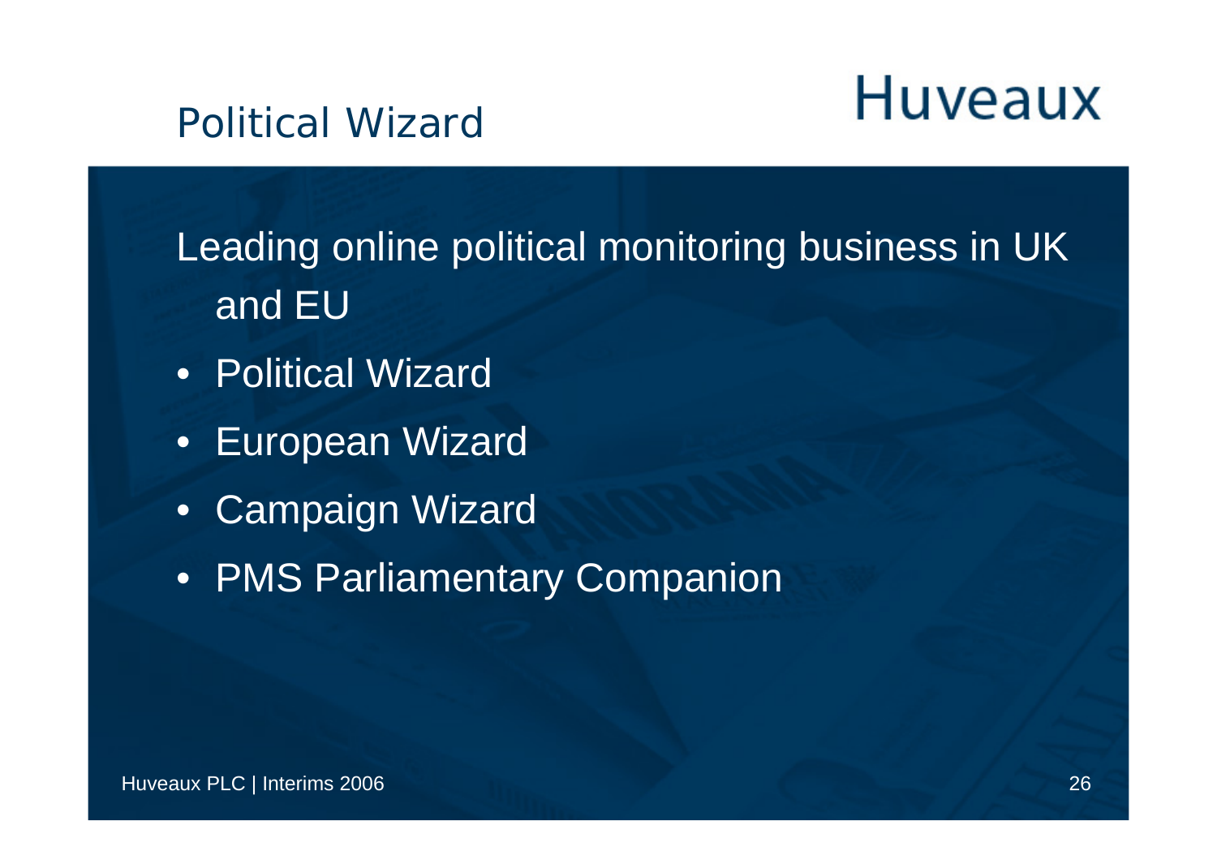# Political Wizard

Huveaux

Leading online political monitoring business in UK and EU

- Political Wizard
- European Wizard
- Campaign Wizard
- PMS Parliamentary Companion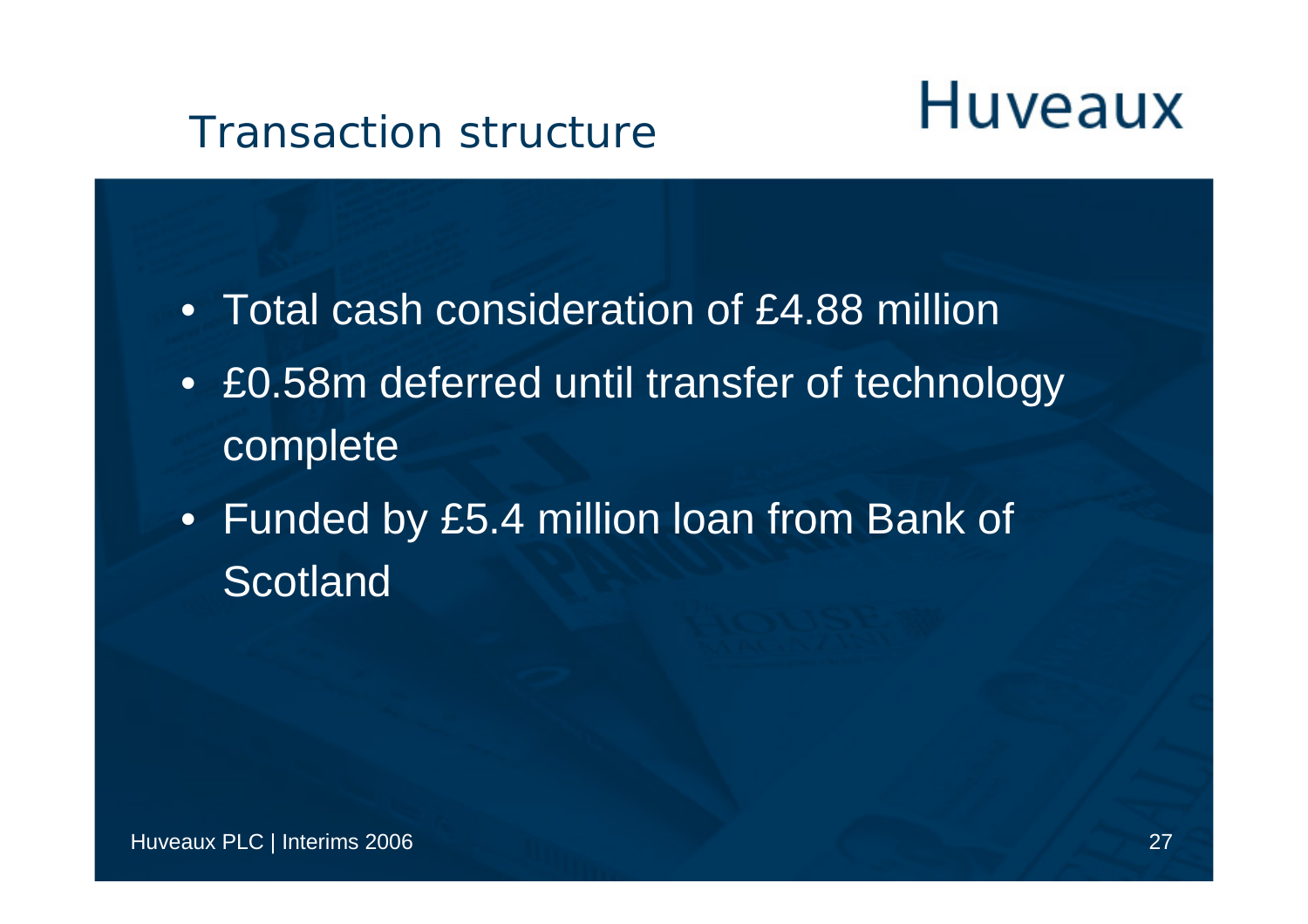# Transaction structure

Huveaux

- Total cash consideration of £4.88 million
- £0.58m deferred until transfer of technology complete
- Funded by £5.4 million loan from Bank of Scotland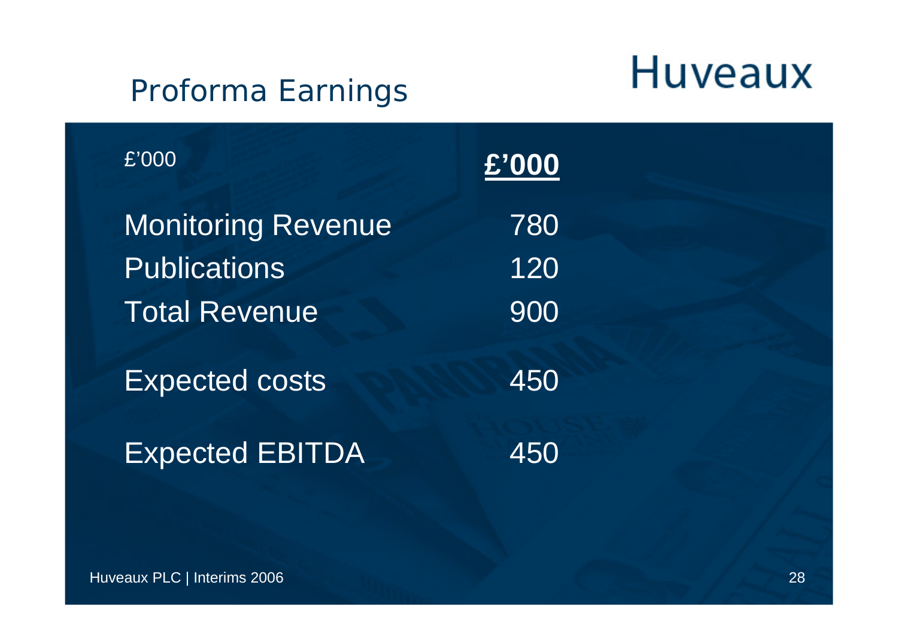# Proforma Earnings

Huveaux

| £'000 | **£'000** |
|---|---|
| Monitoring Revenue | 780 |
| Publications | 120 |
| Total Revenue | 900 |
| Expected costs | 450 |
| Expected EBITDA | 450 |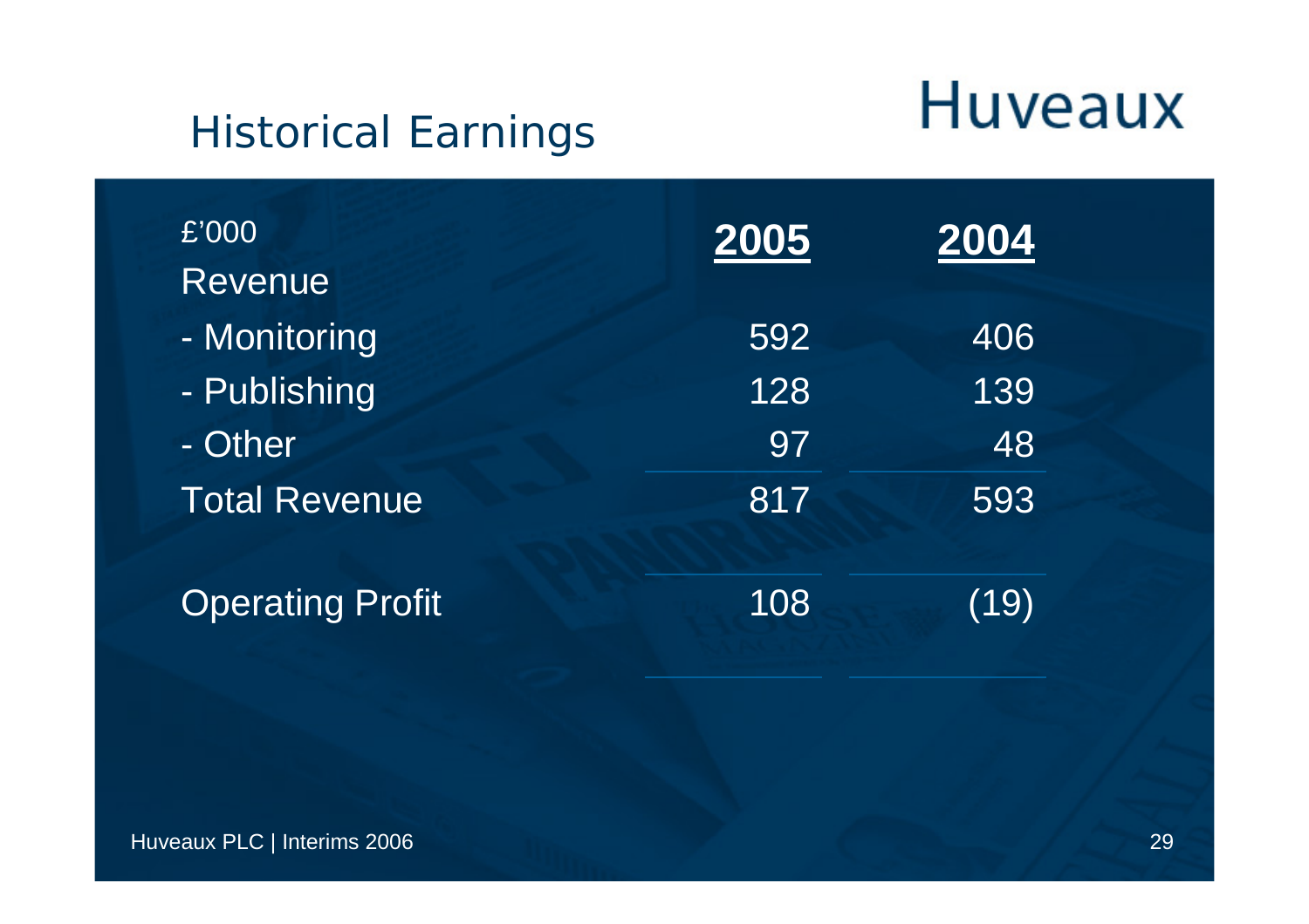# Historical Earnings

Huveaux

| £'000 | **2005** | **2004** |
|---|---|---|
| Revenue | | |
| - Monitoring | 592 | 406 |
| - Publishing | 128 | 139 |
| - Other | 97 | 48 |
| Total Revenue | 817 | 593 |
| Operating Profit | 108 | (19) |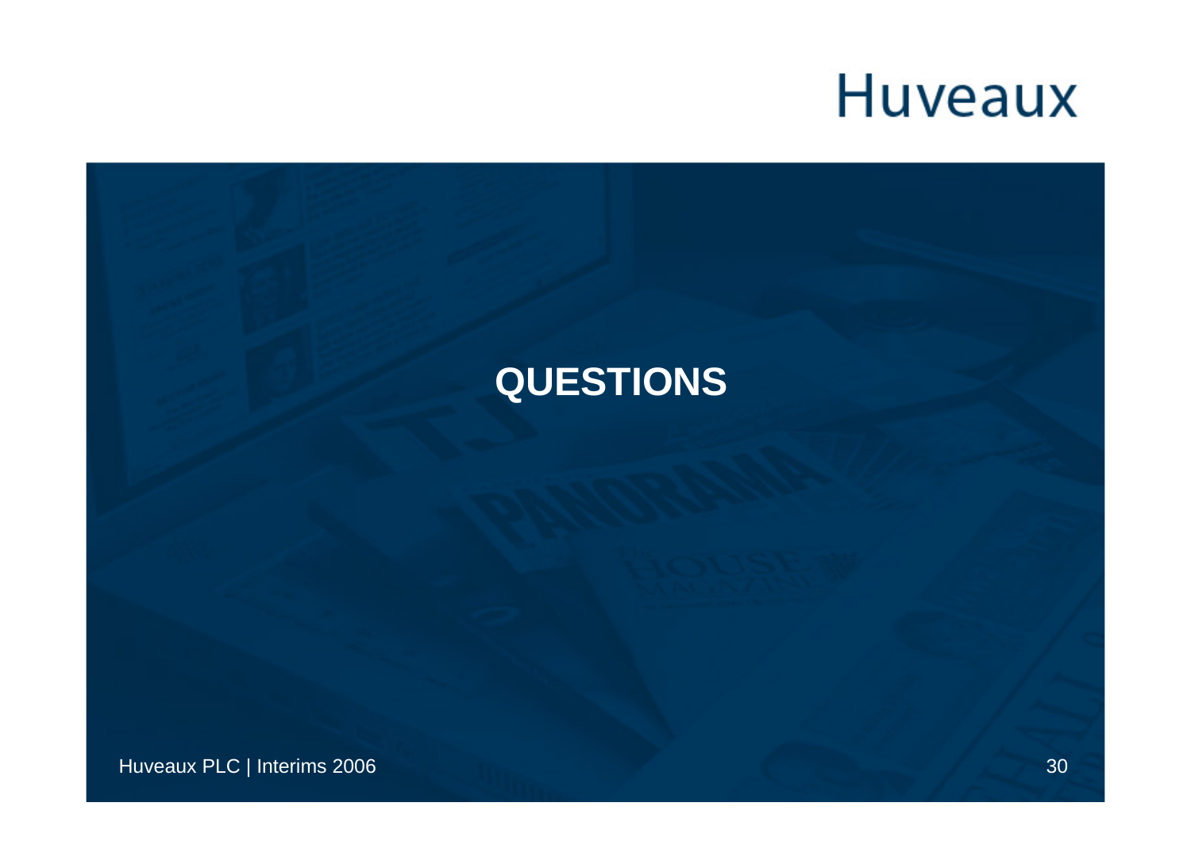Huveaux

# QUESTIONS